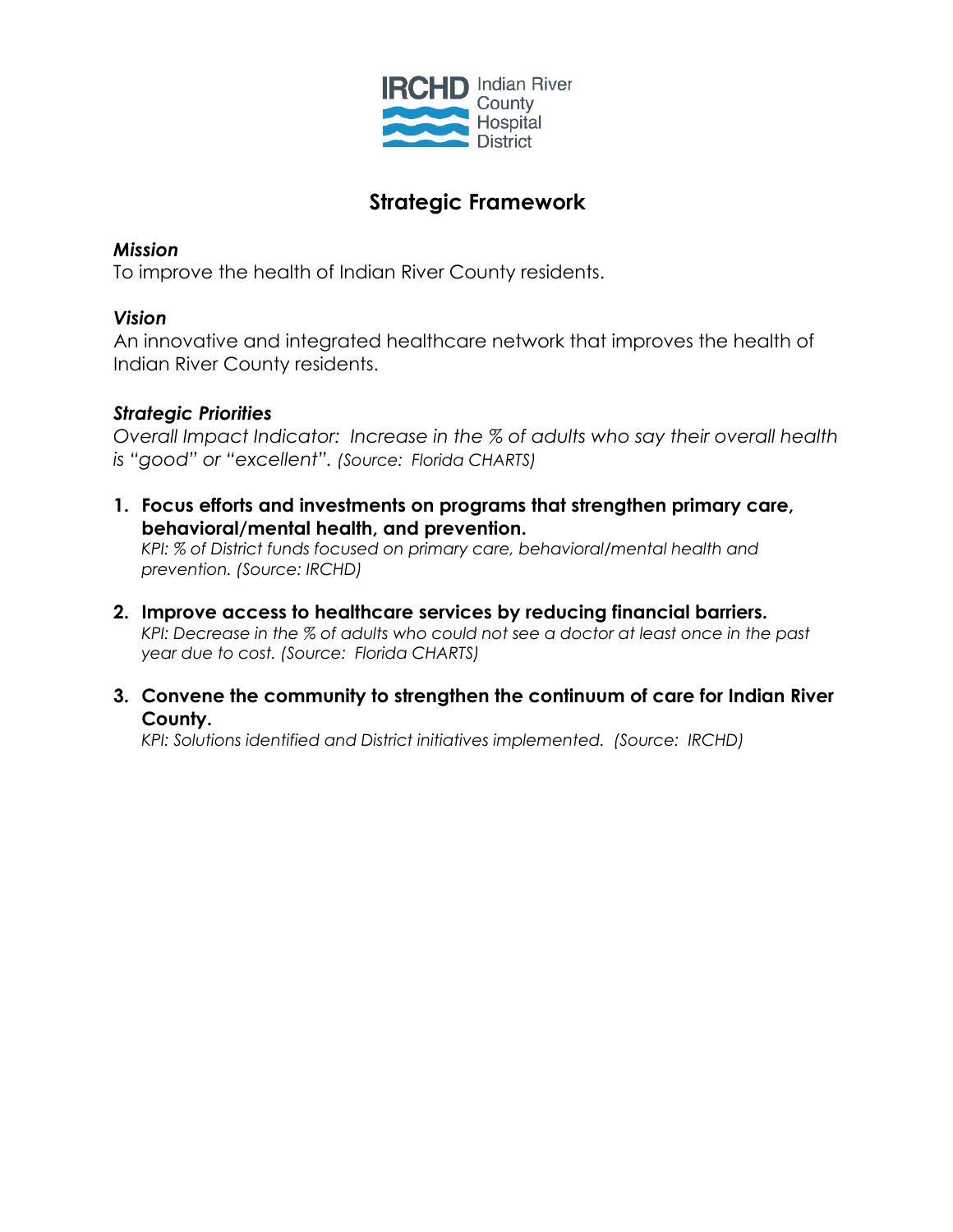IRCHD Indian River County Hospital District

# Strategic Framework

***Mission***

To improve the health of Indian River County residents.

***Vision***

An innovative and integrated healthcare network that improves the health of Indian River County residents.

***Strategic Priorities***

*Overall Impact Indicator: Increase in the % of adults who say their overall health is "good" or "excellent". (Source: Florida CHARTS)*

1. **Focus efforts and investments on programs that strengthen primary care, behavioral/mental health, and prevention.**
   *KPI: % of District funds focused on primary care, behavioral/mental health and prevention. (Source: IRCHD)*

2. **Improve access to healthcare services by reducing financial barriers.**
   *KPI: Decrease in the % of adults who could not see a doctor at least once in the past year due to cost. (Source: Florida CHARTS)*

3. **Convene the community to strengthen the continuum of care for Indian River County.**
   *KPI: Solutions identified and District initiatives implemented. (Source: IRCHD)*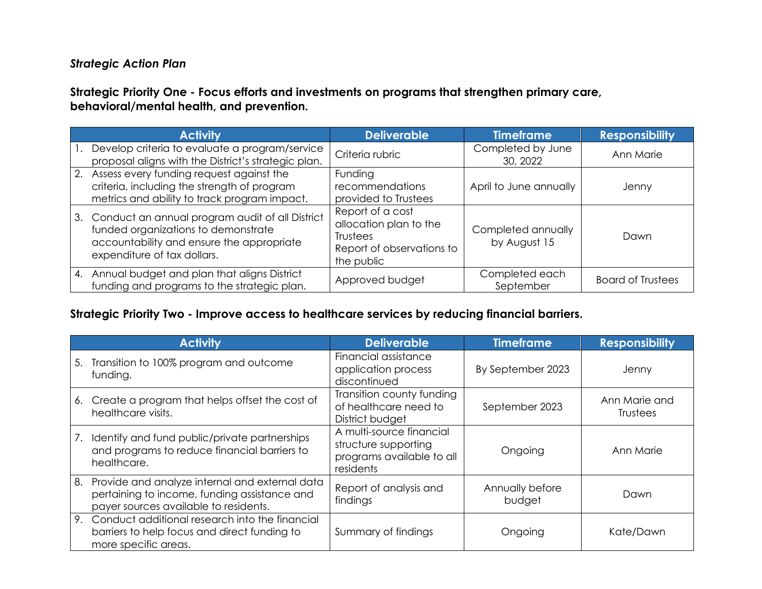*Strategic Action Plan*

### Strategic Priority One - Focus efforts and investments on programs that strengthen primary care, behavioral/mental health, and prevention.

| Activity | Deliverable | Timeframe | Responsibility |
|---|---|---|---|
| 1. Develop criteria to evaluate a program/service proposal aligns with the District's strategic plan. | Criteria rubric | Completed by June 30, 2022 | Ann Marie |
| 2. Assess every funding request against the criteria, including the strength of program metrics and ability to track program impact. | Funding recommendations provided to Trustees | April to June annually | Jenny |
| 3. Conduct an annual program audit of all District funded organizations to demonstrate accountability and ensure the appropriate expenditure of tax dollars. | Report of a cost allocation plan to the Trustees<br>Report of observations to the public | Completed annually by August 15 | Dawn |
| 4. Annual budget and plan that aligns District funding and programs to the strategic plan. | Approved budget | Completed each September | Board of Trustees |

### Strategic Priority Two - Improve access to healthcare services by reducing financial barriers.

| Activity | Deliverable | Timeframe | Responsibility |
|---|---|---|---|
| 5. Transition to 100% program and outcome funding. | Financial assistance application process discontinued | By September 2023 | Jenny |
| 6. Create a program that helps offset the cost of healthcare visits. | Transition county funding of healthcare need to District budget | September 2023 | Ann Marie and Trustees |
| 7. Identify and fund public/private partnerships and programs to reduce financial barriers to healthcare. | A multi-source financial structure supporting programs available to all residents | Ongoing | Ann Marie |
| 8. Provide and analyze internal and external data pertaining to income, funding assistance and payer sources available to residents. | Report of analysis and findings | Annually before budget | Dawn |
| 9. Conduct additional research into the financial barriers to help focus and direct funding to more specific areas. | Summary of findings | Ongoing | Kate/Dawn |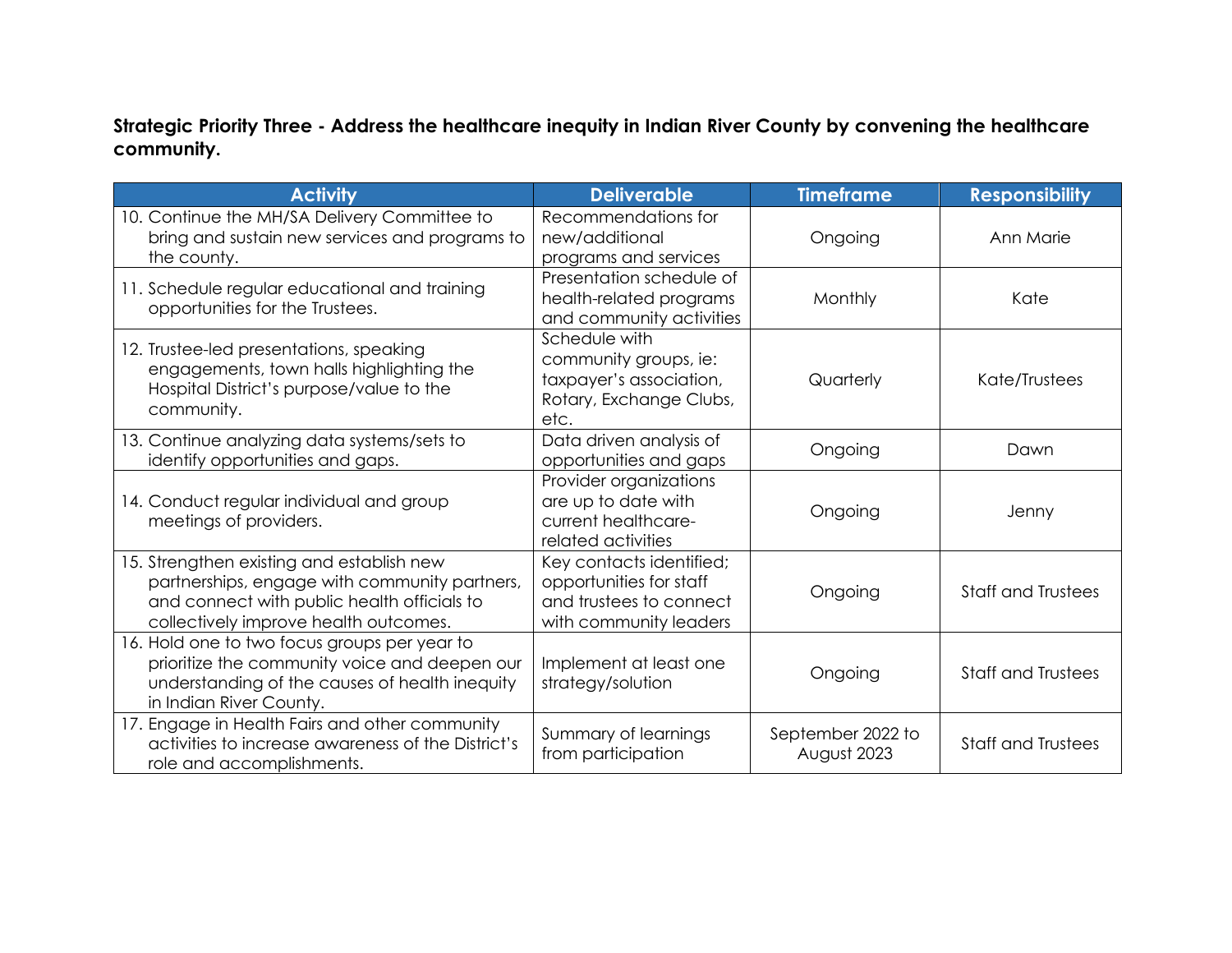**Strategic Priority Three - Address the healthcare inequity in Indian River County by convening the healthcare community.**

| Activity | Deliverable | Timeframe | Responsibility |
|---|---|---|---|
| 10. Continue the MH/SA Delivery Committee to bring and sustain new services and programs to the county. | Recommendations for new/additional programs and services | Ongoing | Ann Marie |
| 11. Schedule regular educational and training opportunities for the Trustees. | Presentation schedule of health-related programs and community activities | Monthly | Kate |
| 12. Trustee-led presentations, speaking engagements, town halls highlighting the Hospital District's purpose/value to the community. | Schedule with community groups, ie: taxpayer's association, Rotary, Exchange Clubs, etc. | Quarterly | Kate/Trustees |
| 13. Continue analyzing data systems/sets to identify opportunities and gaps. | Data driven analysis of opportunities and gaps | Ongoing | Dawn |
| 14. Conduct regular individual and group meetings of providers. | Provider organizations are up to date with current healthcare-related activities | Ongoing | Jenny |
| 15. Strengthen existing and establish new partnerships, engage with community partners, and connect with public health officials to collectively improve health outcomes. | Key contacts identified; opportunities for staff and trustees to connect with community leaders | Ongoing | Staff and Trustees |
| 16. Hold one to two focus groups per year to prioritize the community voice and deepen our understanding of the causes of health inequity in Indian River County. | Implement at least one strategy/solution | Ongoing | Staff and Trustees |
| 17. Engage in Health Fairs and other community activities to increase awareness of the District's role and accomplishments. | Summary of learnings from participation | September 2022 to August 2023 | Staff and Trustees |